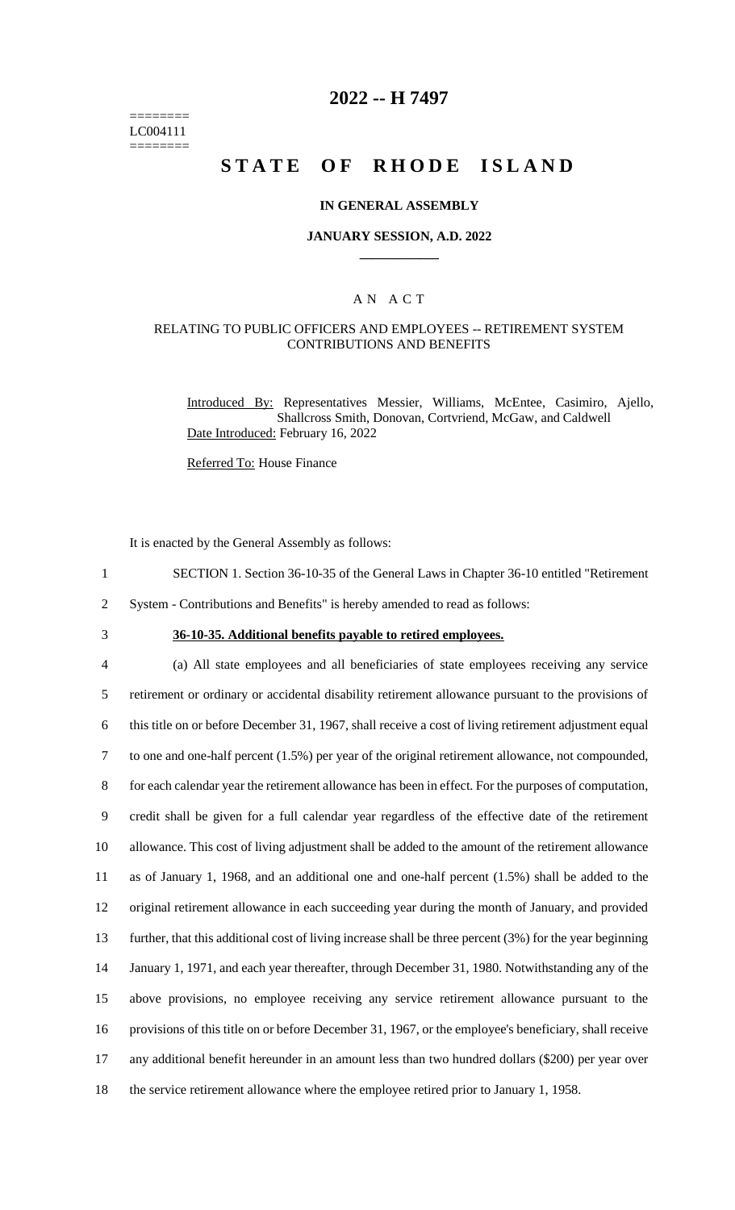========
LC004111
========

# 2022 -- H 7497

# STATE OF RHODE ISLAND

### IN GENERAL ASSEMBLY

### JANUARY SESSION, A.D. 2022

## A N A C T

### RELATING TO PUBLIC OFFICERS AND EMPLOYEES -- RETIREMENT SYSTEM CONTRIBUTIONS AND BENEFITS

Introduced By: Representatives Messier, Williams, McEntee, Casimiro, Ajello, Shallcross Smith, Donovan, Cortvriend, McGaw, and Caldwell

Date Introduced: February 16, 2022

Referred To: House Finance

It is enacted by the General Assembly as follows:

1 SECTION 1. Section 36-10-35 of the General Laws in Chapter 36-10 entitled "Retirement
2 System - Contributions and Benefits" is hereby amended to read as follows:

3 **36-10-35. Additional benefits payable to retired employees.**

4 (a) All state employees and all beneficiaries of state employees receiving any service
5 retirement or ordinary or accidental disability retirement allowance pursuant to the provisions of
6 this title on or before December 31, 1967, shall receive a cost of living retirement adjustment equal
7 to one and one-half percent (1.5%) per year of the original retirement allowance, not compounded,
8 for each calendar year the retirement allowance has been in effect. For the purposes of computation,
9 credit shall be given for a full calendar year regardless of the effective date of the retirement
10 allowance. This cost of living adjustment shall be added to the amount of the retirement allowance
11 as of January 1, 1968, and an additional one and one-half percent (1.5%) shall be added to the
12 original retirement allowance in each succeeding year during the month of January, and provided
13 further, that this additional cost of living increase shall be three percent (3%) for the year beginning
14 January 1, 1971, and each year thereafter, through December 31, 1980. Notwithstanding any of the
15 above provisions, no employee receiving any service retirement allowance pursuant to the
16 provisions of this title on or before December 31, 1967, or the employee's beneficiary, shall receive
17 any additional benefit hereunder in an amount less than two hundred dollars ($200) per year over
18 the service retirement allowance where the employee retired prior to January 1, 1958.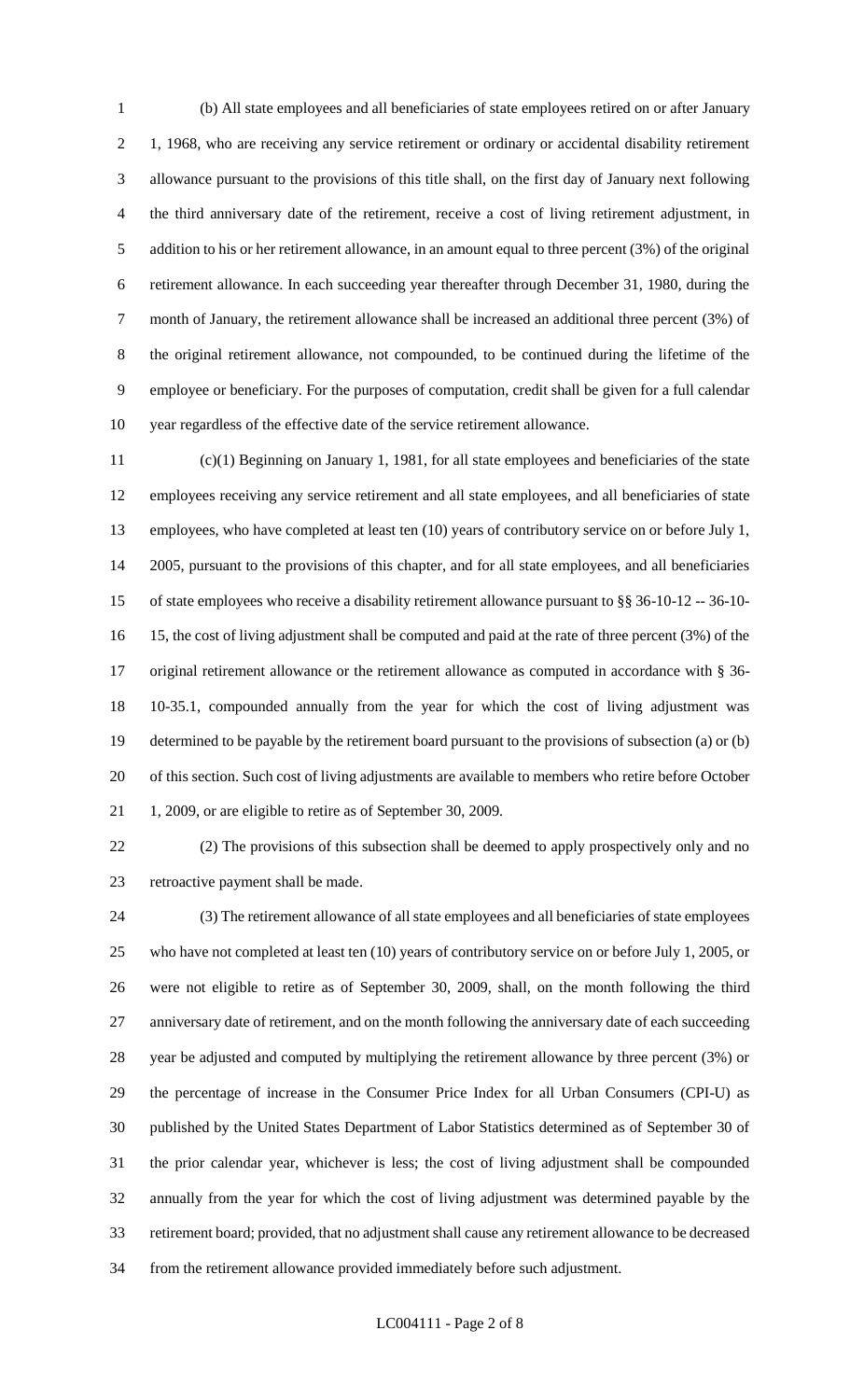(b) All state employees and all beneficiaries of state employees retired on or after January 1, 1968, who are receiving any service retirement or ordinary or accidental disability retirement allowance pursuant to the provisions of this title shall, on the first day of January next following the third anniversary date of the retirement, receive a cost of living retirement adjustment, in addition to his or her retirement allowance, in an amount equal to three percent (3%) of the original retirement allowance. In each succeeding year thereafter through December 31, 1980, during the month of January, the retirement allowance shall be increased an additional three percent (3%) of the original retirement allowance, not compounded, to be continued during the lifetime of the employee or beneficiary. For the purposes of computation, credit shall be given for a full calendar year regardless of the effective date of the service retirement allowance.

(c)(1) Beginning on January 1, 1981, for all state employees and beneficiaries of the state employees receiving any service retirement and all state employees, and all beneficiaries of state employees, who have completed at least ten (10) years of contributory service on or before July 1, 2005, pursuant to the provisions of this chapter, and for all state employees, and all beneficiaries of state employees who receive a disability retirement allowance pursuant to §§ 36-10-12 -- 36-10-15, the cost of living adjustment shall be computed and paid at the rate of three percent (3%) of the original retirement allowance or the retirement allowance as computed in accordance with § 36-10-35.1, compounded annually from the year for which the cost of living adjustment was determined to be payable by the retirement board pursuant to the provisions of subsection (a) or (b) of this section. Such cost of living adjustments are available to members who retire before October 1, 2009, or are eligible to retire as of September 30, 2009.

(2) The provisions of this subsection shall be deemed to apply prospectively only and no retroactive payment shall be made.

(3) The retirement allowance of all state employees and all beneficiaries of state employees who have not completed at least ten (10) years of contributory service on or before July 1, 2005, or were not eligible to retire as of September 30, 2009, shall, on the month following the third anniversary date of retirement, and on the month following the anniversary date of each succeeding year be adjusted and computed by multiplying the retirement allowance by three percent (3%) or the percentage of increase in the Consumer Price Index for all Urban Consumers (CPI-U) as published by the United States Department of Labor Statistics determined as of September 30 of the prior calendar year, whichever is less; the cost of living adjustment shall be compounded annually from the year for which the cost of living adjustment was determined payable by the retirement board; provided, that no adjustment shall cause any retirement allowance to be decreased from the retirement allowance provided immediately before such adjustment.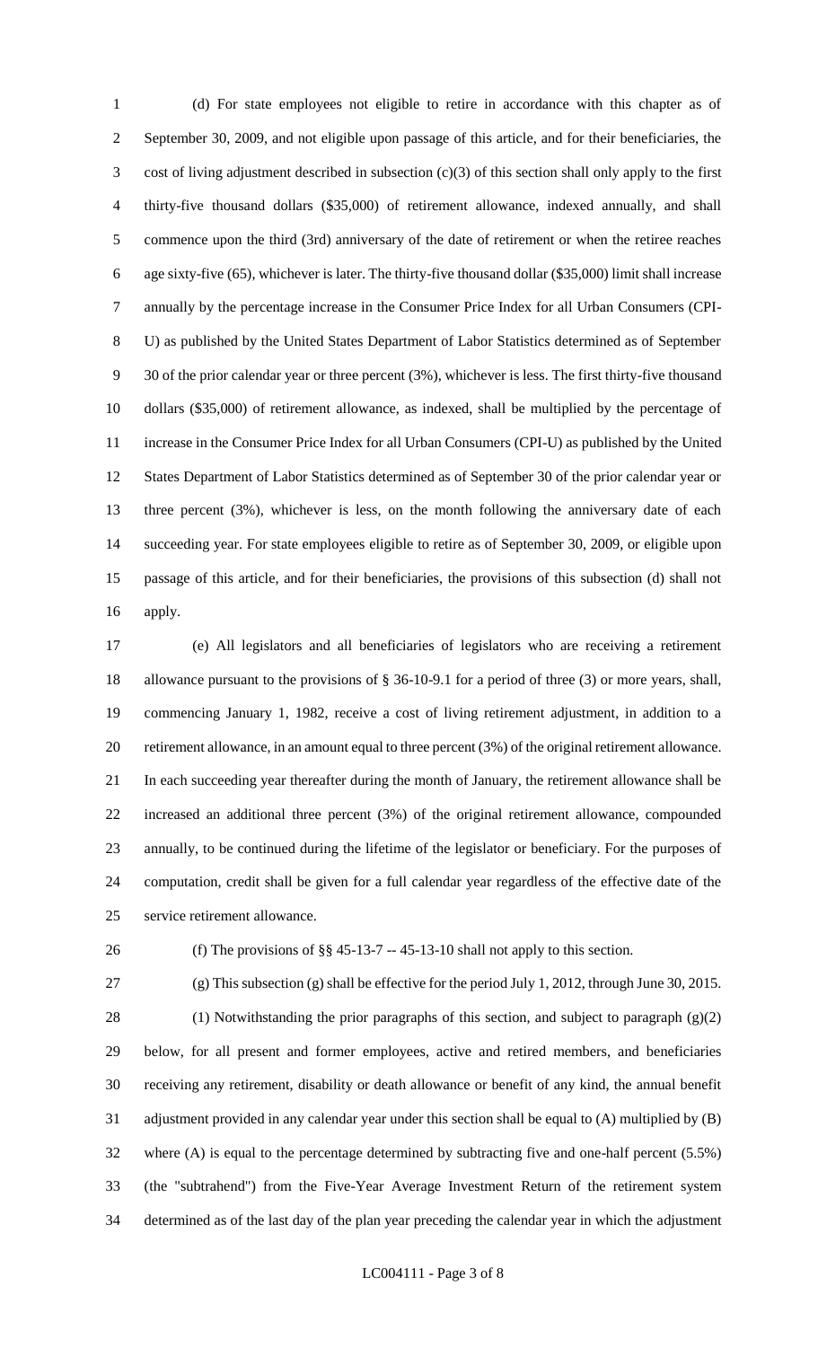(d) For state employees not eligible to retire in accordance with this chapter as of September 30, 2009, and not eligible upon passage of this article, and for their beneficiaries, the cost of living adjustment described in subsection (c)(3) of this section shall only apply to the first thirty-five thousand dollars ($35,000) of retirement allowance, indexed annually, and shall commence upon the third (3rd) anniversary of the date of retirement or when the retiree reaches age sixty-five (65), whichever is later. The thirty-five thousand dollar ($35,000) limit shall increase annually by the percentage increase in the Consumer Price Index for all Urban Consumers (CPI-U) as published by the United States Department of Labor Statistics determined as of September 30 of the prior calendar year or three percent (3%), whichever is less. The first thirty-five thousand dollars ($35,000) of retirement allowance, as indexed, shall be multiplied by the percentage of increase in the Consumer Price Index for all Urban Consumers (CPI-U) as published by the United States Department of Labor Statistics determined as of September 30 of the prior calendar year or three percent (3%), whichever is less, on the month following the anniversary date of each succeeding year. For state employees eligible to retire as of September 30, 2009, or eligible upon passage of this article, and for their beneficiaries, the provisions of this subsection (d) shall not apply.

(e) All legislators and all beneficiaries of legislators who are receiving a retirement allowance pursuant to the provisions of § 36-10-9.1 for a period of three (3) or more years, shall, commencing January 1, 1982, receive a cost of living retirement adjustment, in addition to a retirement allowance, in an amount equal to three percent (3%) of the original retirement allowance. In each succeeding year thereafter during the month of January, the retirement allowance shall be increased an additional three percent (3%) of the original retirement allowance, compounded annually, to be continued during the lifetime of the legislator or beneficiary. For the purposes of computation, credit shall be given for a full calendar year regardless of the effective date of the service retirement allowance.

(f) The provisions of §§ 45-13-7 -- 45-13-10 shall not apply to this section.

(g) This subsection (g) shall be effective for the period July 1, 2012, through June 30, 2015.

(1) Notwithstanding the prior paragraphs of this section, and subject to paragraph (g)(2) below, for all present and former employees, active and retired members, and beneficiaries receiving any retirement, disability or death allowance or benefit of any kind, the annual benefit adjustment provided in any calendar year under this section shall be equal to (A) multiplied by (B) where (A) is equal to the percentage determined by subtracting five and one-half percent (5.5%) (the "subtrahend") from the Five-Year Average Investment Return of the retirement system determined as of the last day of the plan year preceding the calendar year in which the adjustment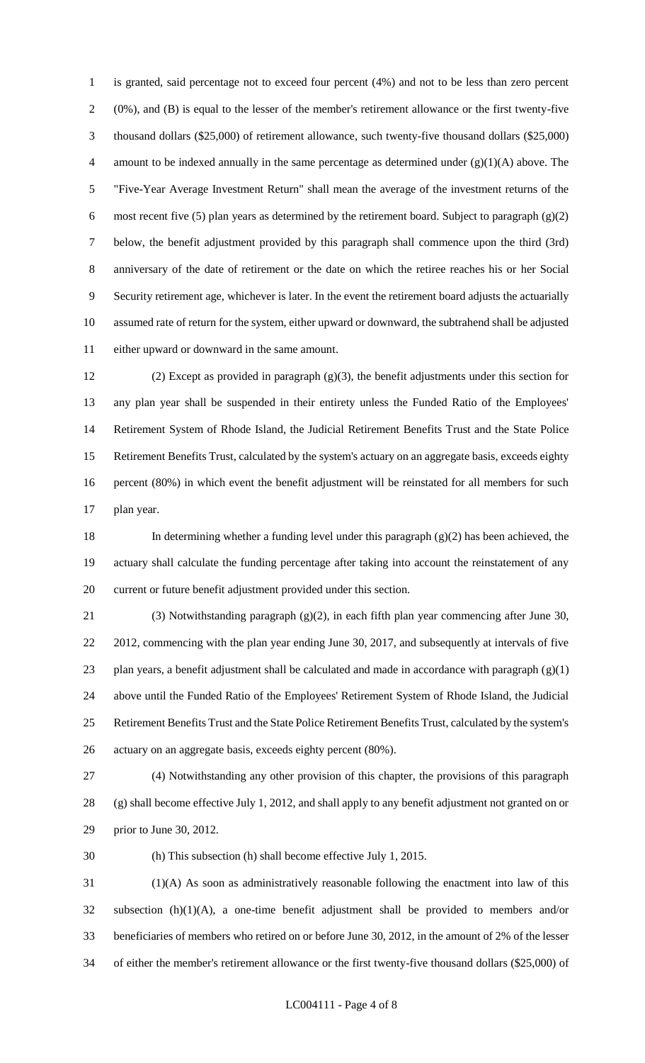is granted, said percentage not to exceed four percent (4%) and not to be less than zero percent (0%), and (B) is equal to the lesser of the member's retirement allowance or the first twenty-five thousand dollars ($25,000) of retirement allowance, such twenty-five thousand dollars ($25,000) amount to be indexed annually in the same percentage as determined under (g)(1)(A) above. The "Five-Year Average Investment Return" shall mean the average of the investment returns of the most recent five (5) plan years as determined by the retirement board. Subject to paragraph (g)(2) below, the benefit adjustment provided by this paragraph shall commence upon the third (3rd) anniversary of the date of retirement or the date on which the retiree reaches his or her Social Security retirement age, whichever is later. In the event the retirement board adjusts the actuarially assumed rate of return for the system, either upward or downward, the subtrahend shall be adjusted either upward or downward in the same amount.

(2) Except as provided in paragraph (g)(3), the benefit adjustments under this section for any plan year shall be suspended in their entirety unless the Funded Ratio of the Employees' Retirement System of Rhode Island, the Judicial Retirement Benefits Trust and the State Police Retirement Benefits Trust, calculated by the system's actuary on an aggregate basis, exceeds eighty percent (80%) in which event the benefit adjustment will be reinstated for all members for such plan year.

In determining whether a funding level under this paragraph (g)(2) has been achieved, the actuary shall calculate the funding percentage after taking into account the reinstatement of any current or future benefit adjustment provided under this section.

(3) Notwithstanding paragraph (g)(2), in each fifth plan year commencing after June 30, 2012, commencing with the plan year ending June 30, 2017, and subsequently at intervals of five plan years, a benefit adjustment shall be calculated and made in accordance with paragraph (g)(1) above until the Funded Ratio of the Employees' Retirement System of Rhode Island, the Judicial Retirement Benefits Trust and the State Police Retirement Benefits Trust, calculated by the system's actuary on an aggregate basis, exceeds eighty percent (80%).

(4) Notwithstanding any other provision of this chapter, the provisions of this paragraph (g) shall become effective July 1, 2012, and shall apply to any benefit adjustment not granted on or prior to June 30, 2012.

(h) This subsection (h) shall become effective July 1, 2015.

(1)(A) As soon as administratively reasonable following the enactment into law of this subsection (h)(1)(A), a one-time benefit adjustment shall be provided to members and/or beneficiaries of members who retired on or before June 30, 2012, in the amount of 2% of the lesser of either the member's retirement allowance or the first twenty-five thousand dollars ($25,000) of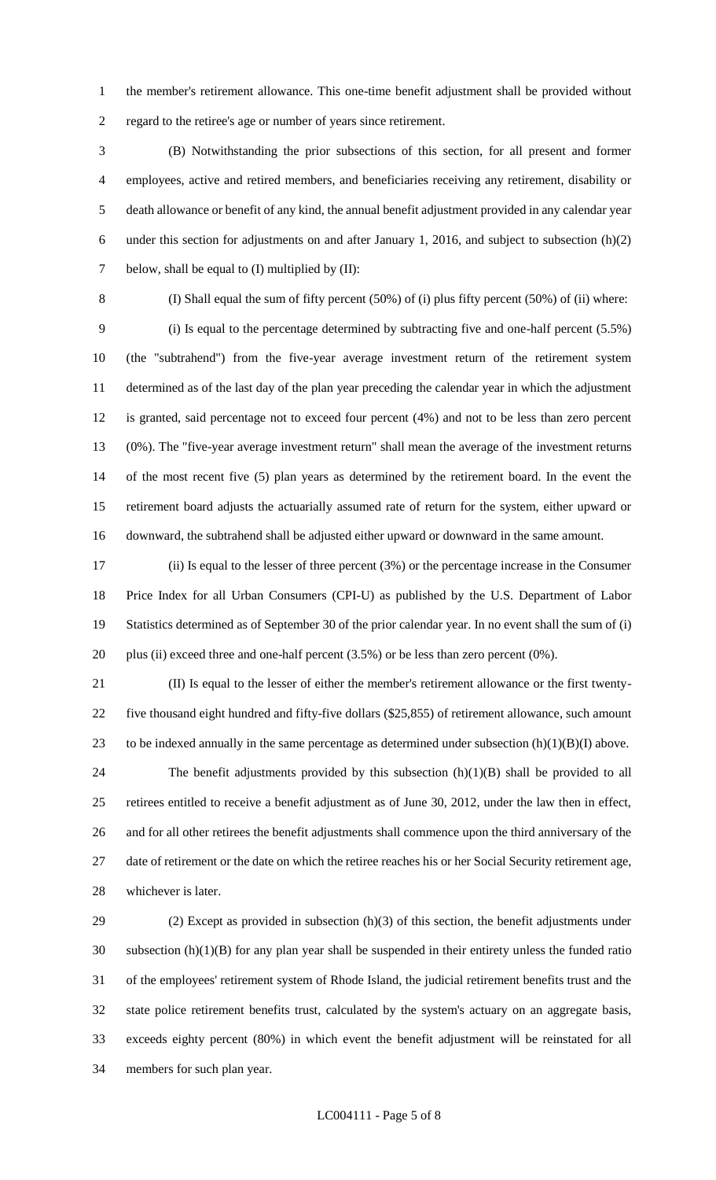the member's retirement allowance. This one-time benefit adjustment shall be provided without regard to the retiree's age or number of years since retirement.

(B) Notwithstanding the prior subsections of this section, for all present and former employees, active and retired members, and beneficiaries receiving any retirement, disability or death allowance or benefit of any kind, the annual benefit adjustment provided in any calendar year under this section for adjustments on and after January 1, 2016, and subject to subsection (h)(2) below, shall be equal to (I) multiplied by (II):

(I) Shall equal the sum of fifty percent (50%) of (i) plus fifty percent (50%) of (ii) where:

(i) Is equal to the percentage determined by subtracting five and one-half percent (5.5%) (the "subtrahend") from the five-year average investment return of the retirement system determined as of the last day of the plan year preceding the calendar year in which the adjustment is granted, said percentage not to exceed four percent (4%) and not to be less than zero percent (0%). The "five-year average investment return" shall mean the average of the investment returns of the most recent five (5) plan years as determined by the retirement board. In the event the retirement board adjusts the actuarially assumed rate of return for the system, either upward or downward, the subtrahend shall be adjusted either upward or downward in the same amount.

(ii) Is equal to the lesser of three percent (3%) or the percentage increase in the Consumer Price Index for all Urban Consumers (CPI-U) as published by the U.S. Department of Labor Statistics determined as of September 30 of the prior calendar year. In no event shall the sum of (i) plus (ii) exceed three and one-half percent (3.5%) or be less than zero percent (0%).

(II) Is equal to the lesser of either the member's retirement allowance or the first twenty-five thousand eight hundred and fifty-five dollars ($25,855) of retirement allowance, such amount to be indexed annually in the same percentage as determined under subsection (h)(1)(B)(I) above.

The benefit adjustments provided by this subsection (h)(1)(B) shall be provided to all retirees entitled to receive a benefit adjustment as of June 30, 2012, under the law then in effect, and for all other retirees the benefit adjustments shall commence upon the third anniversary of the date of retirement or the date on which the retiree reaches his or her Social Security retirement age, whichever is later.

(2) Except as provided in subsection (h)(3) of this section, the benefit adjustments under subsection (h)(1)(B) for any plan year shall be suspended in their entirety unless the funded ratio of the employees' retirement system of Rhode Island, the judicial retirement benefits trust and the state police retirement benefits trust, calculated by the system's actuary on an aggregate basis, exceeds eighty percent (80%) in which event the benefit adjustment will be reinstated for all members for such plan year.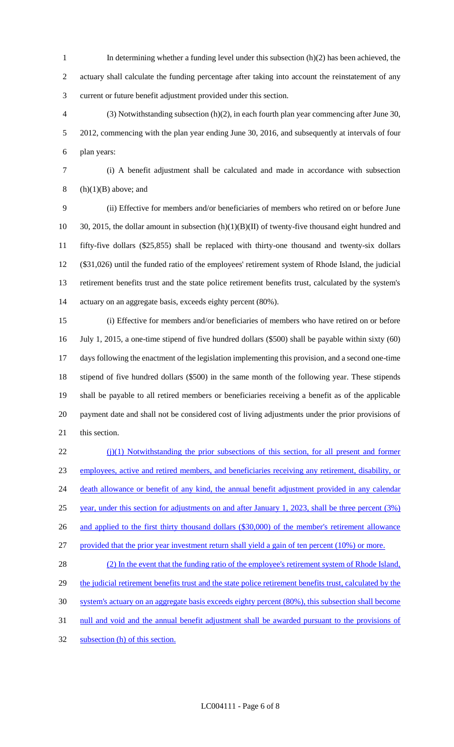In determining whether a funding level under this subsection (h)(2) has been achieved, the actuary shall calculate the funding percentage after taking into account the reinstatement of any current or future benefit adjustment provided under this section.

(3) Notwithstanding subsection (h)(2), in each fourth plan year commencing after June 30, 2012, commencing with the plan year ending June 30, 2016, and subsequently at intervals of four plan years:

(i) A benefit adjustment shall be calculated and made in accordance with subsection (h)(1)(B) above; and

(ii) Effective for members and/or beneficiaries of members who retired on or before June 30, 2015, the dollar amount in subsection (h)(1)(B)(II) of twenty-five thousand eight hundred and fifty-five dollars ($25,855) shall be replaced with thirty-one thousand and twenty-six dollars ($31,026) until the funded ratio of the employees' retirement system of Rhode Island, the judicial retirement benefits trust and the state police retirement benefits trust, calculated by the system's actuary on an aggregate basis, exceeds eighty percent (80%).

(i) Effective for members and/or beneficiaries of members who have retired on or before July 1, 2015, a one-time stipend of five hundred dollars ($500) shall be payable within sixty (60) days following the enactment of the legislation implementing this provision, and a second one-time stipend of five hundred dollars ($500) in the same month of the following year. These stipends shall be payable to all retired members or beneficiaries receiving a benefit as of the applicable payment date and shall not be considered cost of living adjustments under the prior provisions of this section.

<u>(j)(1) Notwithstanding the prior subsections of this section, for all present and former employees, active and retired members, and beneficiaries receiving any retirement, disability, or death allowance or benefit of any kind, the annual benefit adjustment provided in any calendar year, under this section for adjustments on and after January 1, 2023, shall be three percent (3%) and applied to the first thirty thousand dollars ($30,000) of the member's retirement allowance provided that the prior year investment return shall yield a gain of ten percent (10%) or more.</u>

<u>(2) In the event that the funding ratio of the employee's retirement system of Rhode Island, the judicial retirement benefits trust and the state police retirement benefits trust, calculated by the system's actuary on an aggregate basis exceeds eighty percent (80%), this subsection shall become null and void and the annual benefit adjustment shall be awarded pursuant to the provisions of subsection (h) of this section.</u>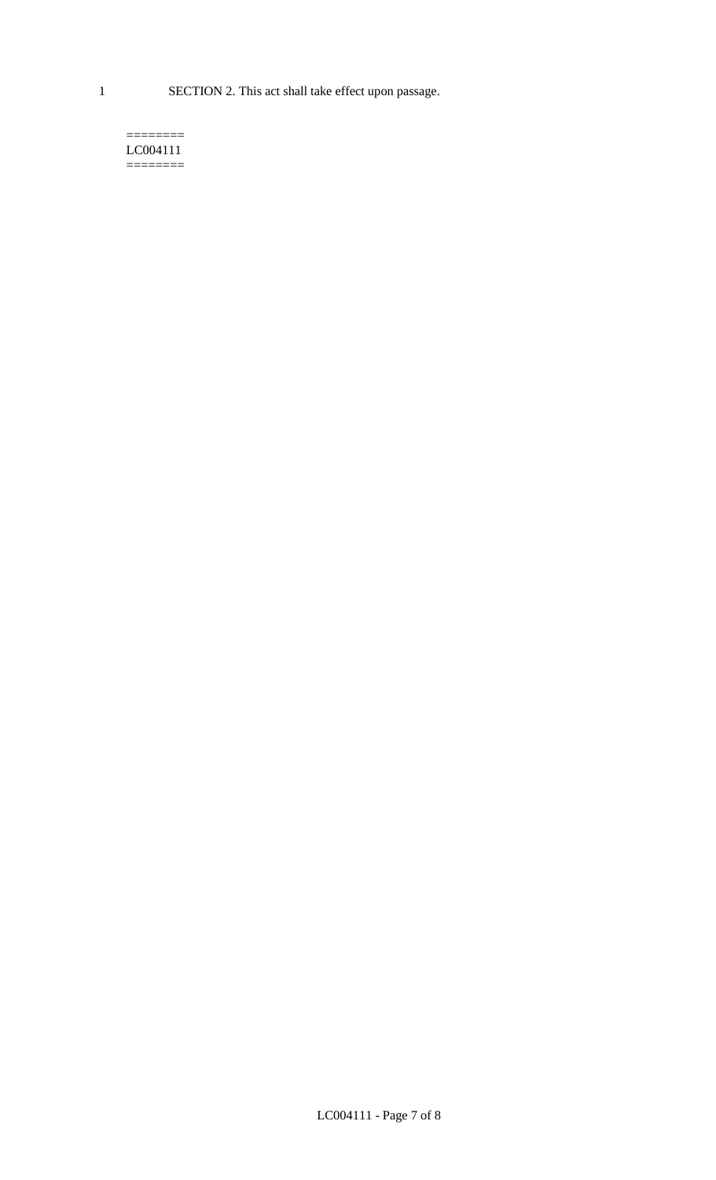1 SECTION 2. This act shall take effect upon passage.

========
LC004111
========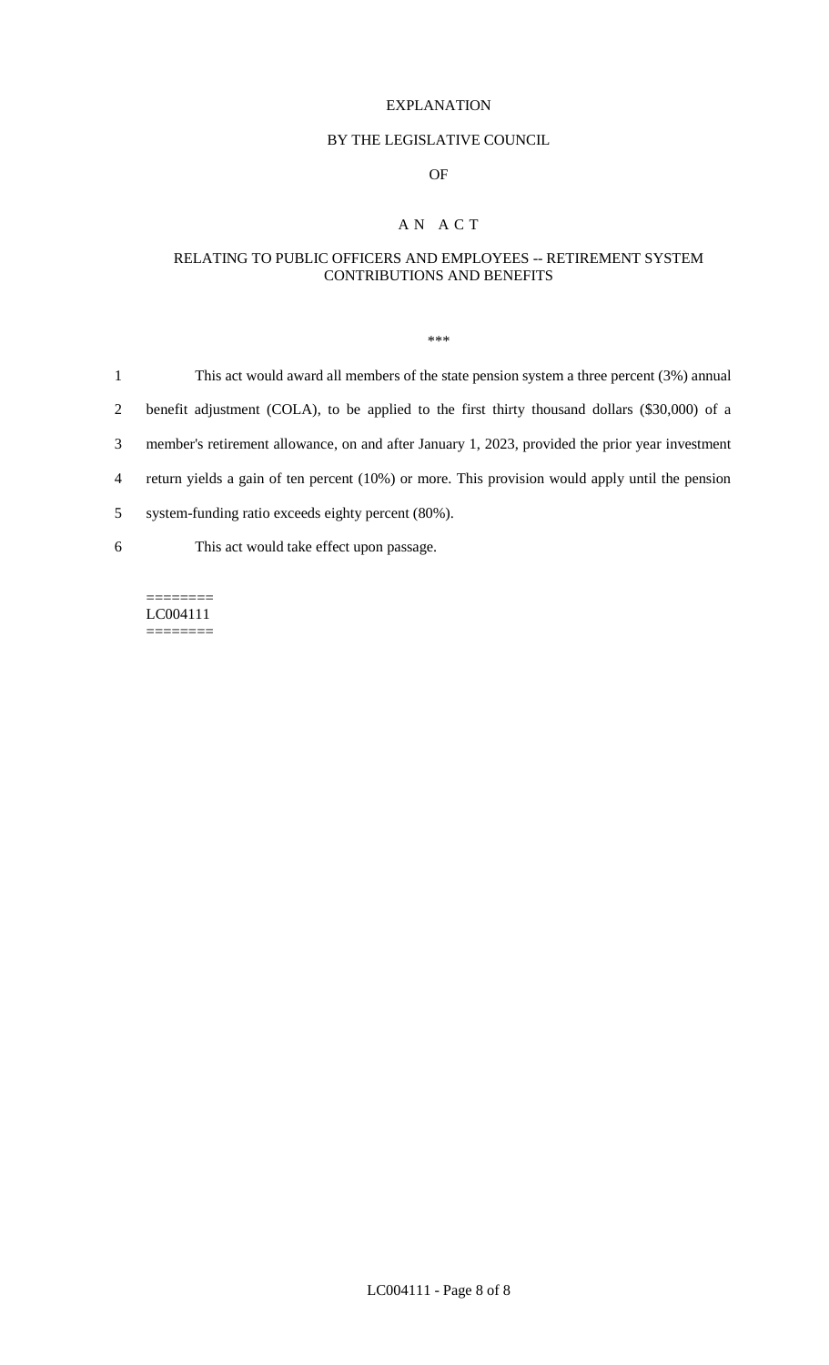EXPLANATION

BY THE LEGISLATIVE COUNCIL

OF

A N A C T

RELATING TO PUBLIC OFFICERS AND EMPLOYEES -- RETIREMENT SYSTEM CONTRIBUTIONS AND BENEFITS

\*\*\*

1 This act would award all members of the state pension system a three percent (3%) annual
2 benefit adjustment (COLA), to be applied to the first thirty thousand dollars ($30,000) of a
3 member's retirement allowance, on and after January 1, 2023, provided the prior year investment
4 return yields a gain of ten percent (10%) or more. This provision would apply until the pension
5 system-funding ratio exceeds eighty percent (80%).
6 This act would take effect upon passage.

========
LC004111
========